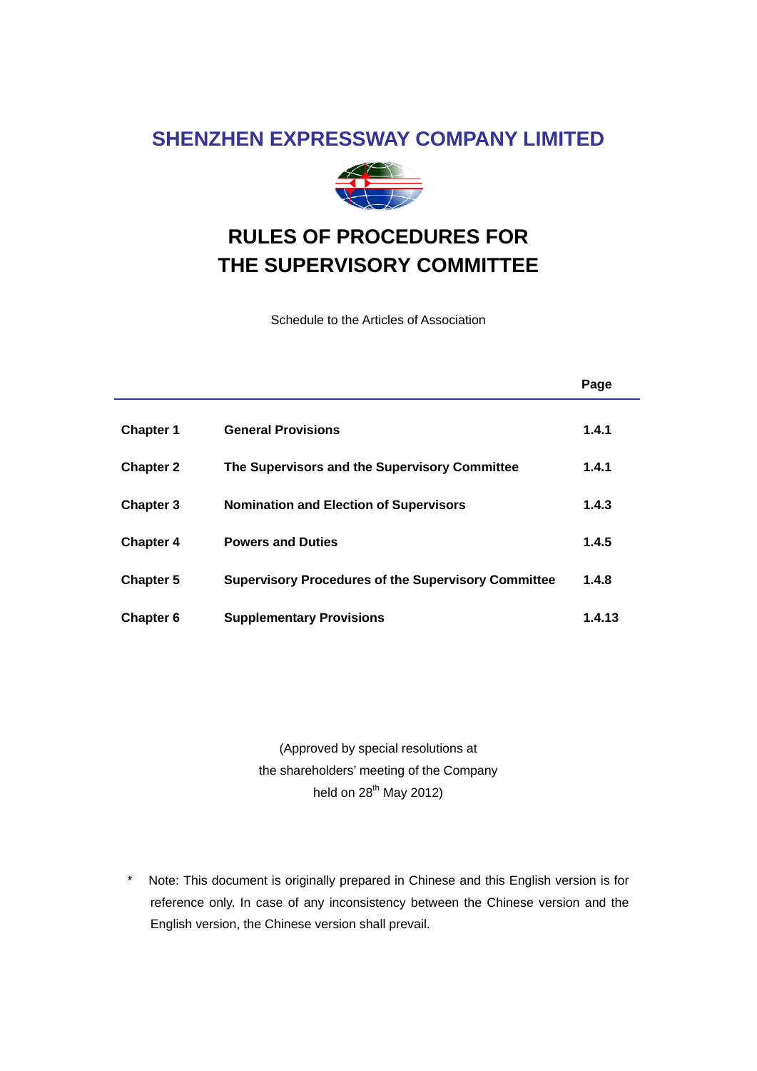# SHENZHEN EXPRESSWAY COMPANY LIMITED

# RULES OF PROCEDURES FOR THE SUPERVISORY COMMITTEE

Schedule to the Articles of Association

| | | Page |
|---|---|---|
| **Chapter 1** | **General Provisions** | **1.4.1** |
| **Chapter 2** | **The Supervisors and the Supervisory Committee** | **1.4.1** |
| **Chapter 3** | **Nomination and Election of Supervisors** | **1.4.3** |
| **Chapter 4** | **Powers and Duties** | **1.4.5** |
| **Chapter 5** | **Supervisory Procedures of the Supervisory Committee** | **1.4.8** |
| **Chapter 6** | **Supplementary Provisions** | **1.4.13** |

(Approved by special resolutions at the shareholders' meeting of the Company held on 28th May 2012)

* Note: This document is originally prepared in Chinese and this English version is for reference only. In case of any inconsistency between the Chinese version and the English version, the Chinese version shall prevail.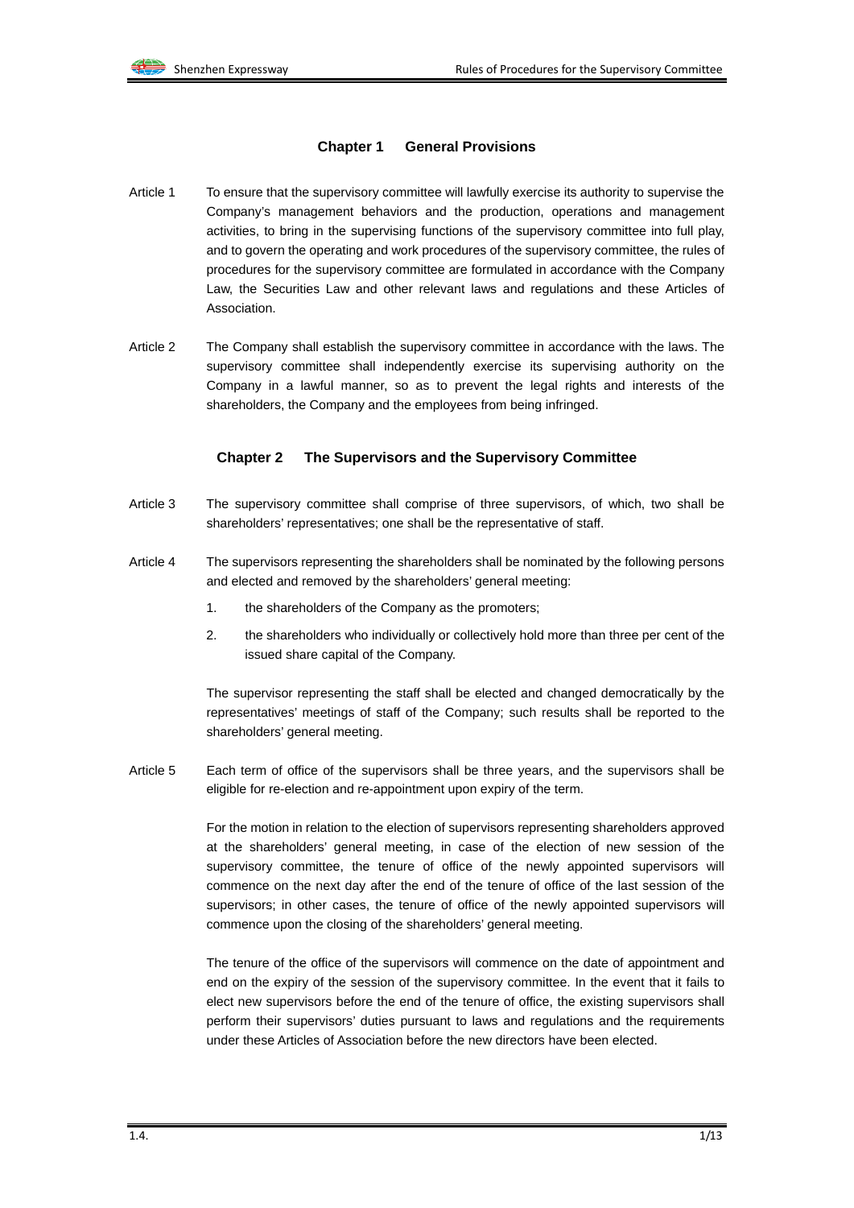## Chapter 1 General Provisions

Article 1 To ensure that the supervisory committee will lawfully exercise its authority to supervise the Company's management behaviors and the production, operations and management activities, to bring in the supervising functions of the supervisory committee into full play, and to govern the operating and work procedures of the supervisory committee, the rules of procedures for the supervisory committee are formulated in accordance with the Company Law, the Securities Law and other relevant laws and regulations and these Articles of Association.

Article 2 The Company shall establish the supervisory committee in accordance with the laws. The supervisory committee shall independently exercise its supervising authority on the Company in a lawful manner, so as to prevent the legal rights and interests of the shareholders, the Company and the employees from being infringed.

## Chapter 2 The Supervisors and the Supervisory Committee

Article 3 The supervisory committee shall comprise of three supervisors, of which, two shall be shareholders' representatives; one shall be the representative of staff.

Article 4 The supervisors representing the shareholders shall be nominated by the following persons and elected and removed by the shareholders' general meeting:

1. the shareholders of the Company as the promoters;
2. the shareholders who individually or collectively hold more than three per cent of the issued share capital of the Company.

The supervisor representing the staff shall be elected and changed democratically by the representatives' meetings of staff of the Company; such results shall be reported to the shareholders' general meeting.

Article 5 Each term of office of the supervisors shall be three years, and the supervisors shall be eligible for re-election and re-appointment upon expiry of the term.

For the motion in relation to the election of supervisors representing shareholders approved at the shareholders' general meeting, in case of the election of new session of the supervisory committee, the tenure of office of the newly appointed supervisors will commence on the next day after the end of the tenure of office of the last session of the supervisors; in other cases, the tenure of office of the newly appointed supervisors will commence upon the closing of the shareholders' general meeting.

The tenure of the office of the supervisors will commence on the date of appointment and end on the expiry of the session of the supervisory committee. In the event that it fails to elect new supervisors before the end of the tenure of office, the existing supervisors shall perform their supervisors' duties pursuant to laws and regulations and the requirements under these Articles of Association before the new directors have been elected.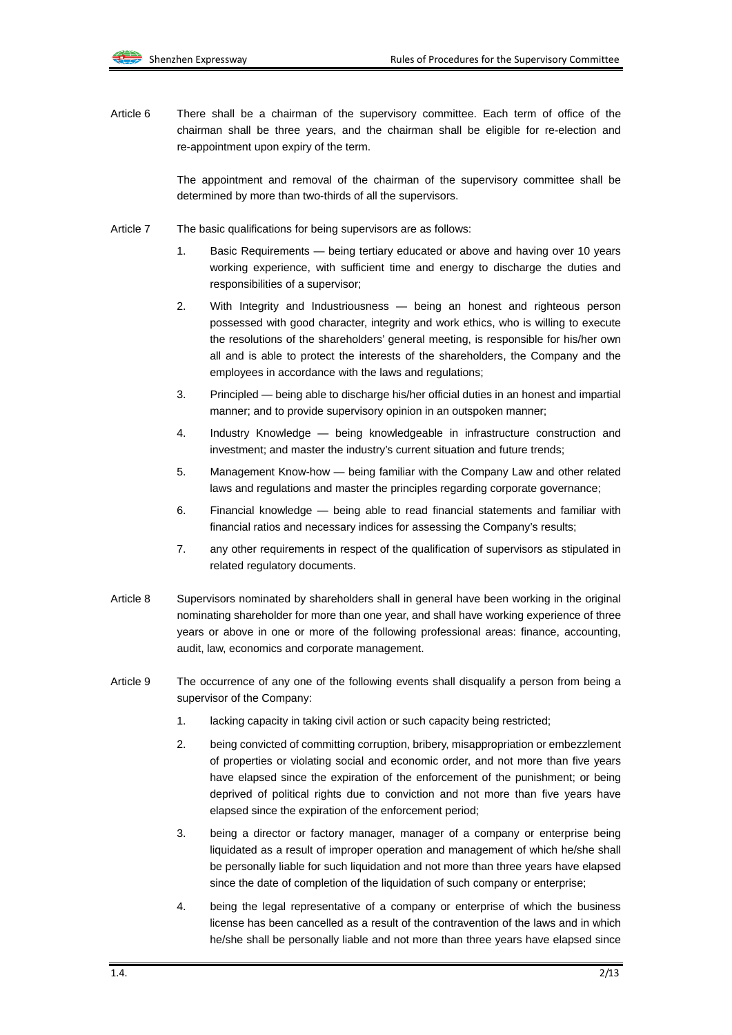Article 6 There shall be a chairman of the supervisory committee. Each term of office of the chairman shall be three years, and the chairman shall be eligible for re-election and re-appointment upon expiry of the term.

The appointment and removal of the chairman of the supervisory committee shall be determined by more than two-thirds of all the supervisors.

Article 7 The basic qualifications for being supervisors are as follows:

1. Basic Requirements — being tertiary educated or above and having over 10 years working experience, with sufficient time and energy to discharge the duties and responsibilities of a supervisor;
2. With Integrity and Industriousness — being an honest and righteous person possessed with good character, integrity and work ethics, who is willing to execute the resolutions of the shareholders' general meeting, is responsible for his/her own all and is able to protect the interests of the shareholders, the Company and the employees in accordance with the laws and regulations;
3. Principled — being able to discharge his/her official duties in an honest and impartial manner; and to provide supervisory opinion in an outspoken manner;
4. Industry Knowledge — being knowledgeable in infrastructure construction and investment; and master the industry's current situation and future trends;
5. Management Know-how — being familiar with the Company Law and other related laws and regulations and master the principles regarding corporate governance;
6. Financial knowledge — being able to read financial statements and familiar with financial ratios and necessary indices for assessing the Company's results;
7. any other requirements in respect of the qualification of supervisors as stipulated in related regulatory documents.

Article 8 Supervisors nominated by shareholders shall in general have been working in the original nominating shareholder for more than one year, and shall have working experience of three years or above in one or more of the following professional areas: finance, accounting, audit, law, economics and corporate management.

Article 9 The occurrence of any one of the following events shall disqualify a person from being a supervisor of the Company:

1. lacking capacity in taking civil action or such capacity being restricted;
2. being convicted of committing corruption, bribery, misappropriation or embezzlement of properties or violating social and economic order, and not more than five years have elapsed since the expiration of the enforcement of the punishment; or being deprived of political rights due to conviction and not more than five years have elapsed since the expiration of the enforcement period;
3. being a director or factory manager, manager of a company or enterprise being liquidated as a result of improper operation and management of which he/she shall be personally liable for such liquidation and not more than three years have elapsed since the date of completion of the liquidation of such company or enterprise;
4. being the legal representative of a company or enterprise of which the business license has been cancelled as a result of the contravention of the laws and in which he/she shall be personally liable and not more than three years have elapsed since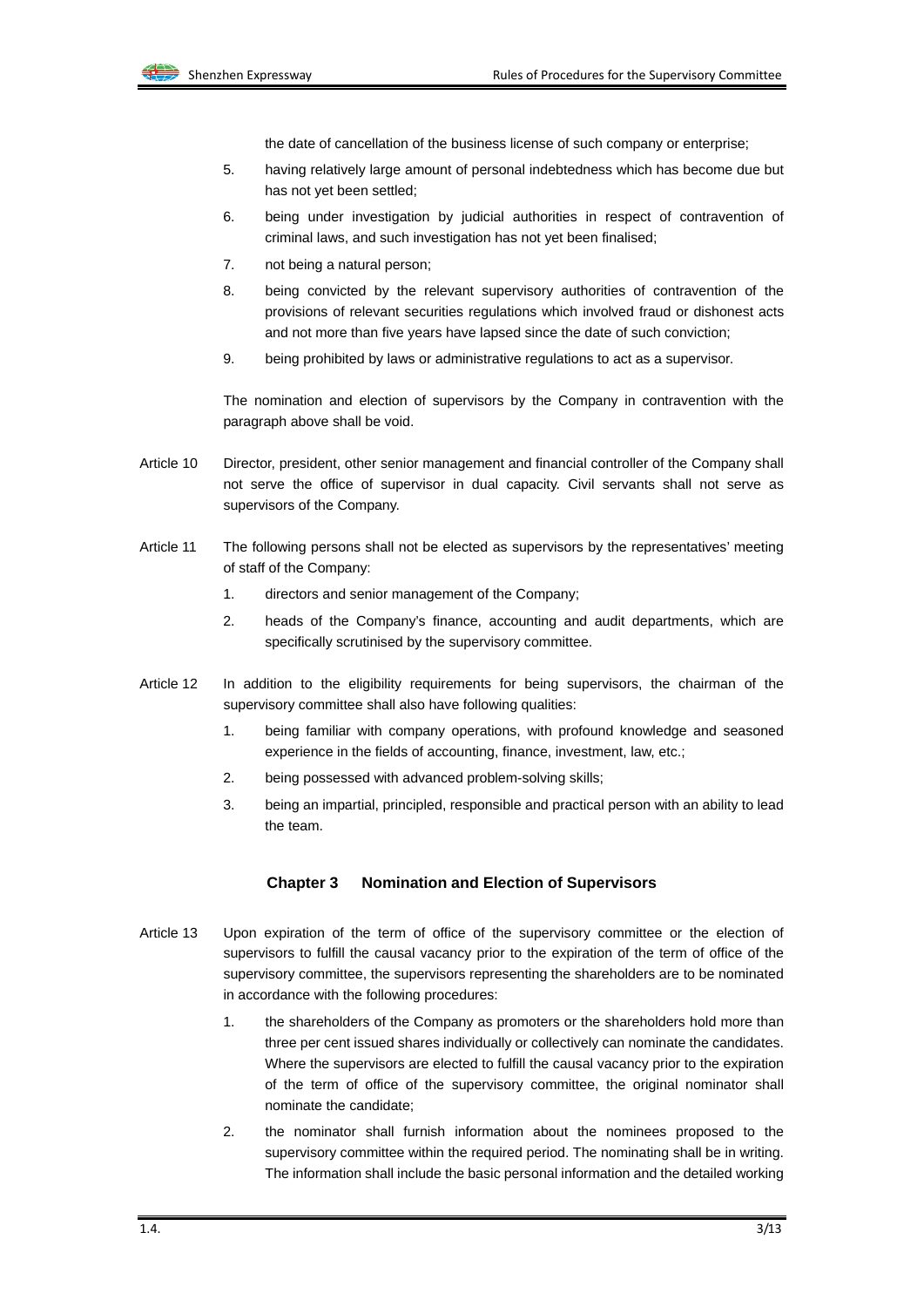the date of cancellation of the business license of such company or enterprise;

5. having relatively large amount of personal indebtedness which has become due but has not yet been settled;
6. being under investigation by judicial authorities in respect of contravention of criminal laws, and such investigation has not yet been finalised;
7. not being a natural person;
8. being convicted by the relevant supervisory authorities of contravention of the provisions of relevant securities regulations which involved fraud or dishonest acts and not more than five years have lapsed since the date of such conviction;
9. being prohibited by laws or administrative regulations to act as a supervisor.

The nomination and election of supervisors by the Company in contravention with the paragraph above shall be void.

Article 10 Director, president, other senior management and financial controller of the Company shall not serve the office of supervisor in dual capacity. Civil servants shall not serve as supervisors of the Company.

Article 11 The following persons shall not be elected as supervisors by the representatives' meeting of staff of the Company:

1. directors and senior management of the Company;
2. heads of the Company's finance, accounting and audit departments, which are specifically scrutinised by the supervisory committee.

Article 12 In addition to the eligibility requirements for being supervisors, the chairman of the supervisory committee shall also have following qualities:

1. being familiar with company operations, with profound knowledge and seasoned experience in the fields of accounting, finance, investment, law, etc.;
2. being possessed with advanced problem-solving skills;
3. being an impartial, principled, responsible and practical person with an ability to lead the team.

## Chapter 3 Nomination and Election of Supervisors

Article 13 Upon expiration of the term of office of the supervisory committee or the election of supervisors to fulfill the causal vacancy prior to the expiration of the term of office of the supervisory committee, the supervisors representing the shareholders are to be nominated in accordance with the following procedures:

1. the shareholders of the Company as promoters or the shareholders hold more than three per cent issued shares individually or collectively can nominate the candidates. Where the supervisors are elected to fulfill the causal vacancy prior to the expiration of the term of office of the supervisory committee, the original nominator shall nominate the candidate;
2. the nominator shall furnish information about the nominees proposed to the supervisory committee within the required period. The nominating shall be in writing. The information shall include the basic personal information and the detailed working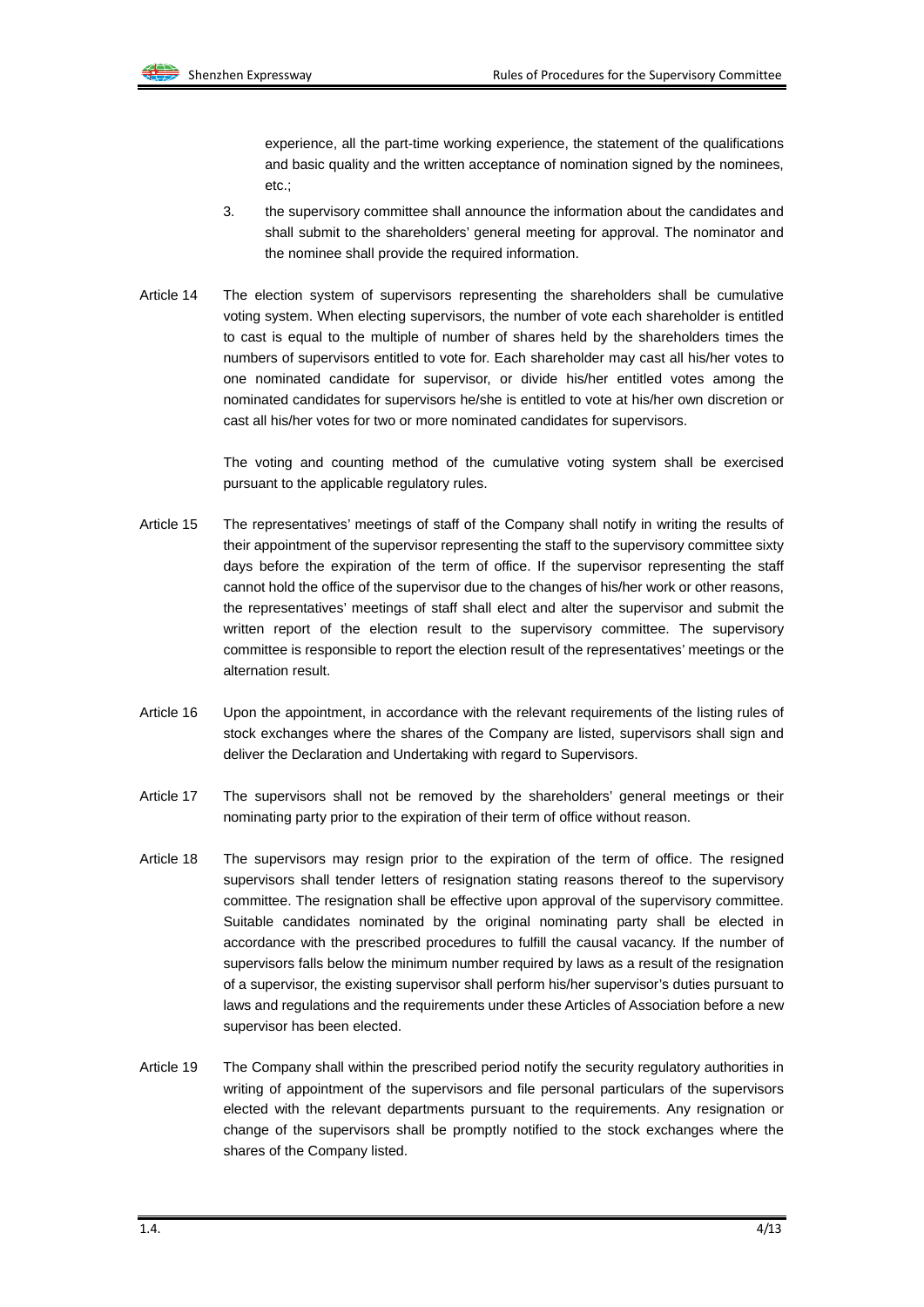experience, all the part-time working experience, the statement of the qualifications and basic quality and the written acceptance of nomination signed by the nominees, etc.;

3. the supervisory committee shall announce the information about the candidates and shall submit to the shareholders' general meeting for approval. The nominator and the nominee shall provide the required information.

Article 14 The election system of supervisors representing the shareholders shall be cumulative voting system. When electing supervisors, the number of vote each shareholder is entitled to cast is equal to the multiple of number of shares held by the shareholders times the numbers of supervisors entitled to vote for. Each shareholder may cast all his/her votes to one nominated candidate for supervisor, or divide his/her entitled votes among the nominated candidates for supervisors he/she is entitled to vote at his/her own discretion or cast all his/her votes for two or more nominated candidates for supervisors.

The voting and counting method of the cumulative voting system shall be exercised pursuant to the applicable regulatory rules.

Article 15 The representatives' meetings of staff of the Company shall notify in writing the results of their appointment of the supervisor representing the staff to the supervisory committee sixty days before the expiration of the term of office. If the supervisor representing the staff cannot hold the office of the supervisor due to the changes of his/her work or other reasons, the representatives' meetings of staff shall elect and alter the supervisor and submit the written report of the election result to the supervisory committee. The supervisory committee is responsible to report the election result of the representatives' meetings or the alternation result.

Article 16 Upon the appointment, in accordance with the relevant requirements of the listing rules of stock exchanges where the shares of the Company are listed, supervisors shall sign and deliver the Declaration and Undertaking with regard to Supervisors.

Article 17 The supervisors shall not be removed by the shareholders' general meetings or their nominating party prior to the expiration of their term of office without reason.

Article 18 The supervisors may resign prior to the expiration of the term of office. The resigned supervisors shall tender letters of resignation stating reasons thereof to the supervisory committee. The resignation shall be effective upon approval of the supervisory committee. Suitable candidates nominated by the original nominating party shall be elected in accordance with the prescribed procedures to fulfill the causal vacancy. If the number of supervisors falls below the minimum number required by laws as a result of the resignation of a supervisor, the existing supervisor shall perform his/her supervisor's duties pursuant to laws and regulations and the requirements under these Articles of Association before a new supervisor has been elected.

Article 19 The Company shall within the prescribed period notify the security regulatory authorities in writing of appointment of the supervisors and file personal particulars of the supervisors elected with the relevant departments pursuant to the requirements. Any resignation or change of the supervisors shall be promptly notified to the stock exchanges where the shares of the Company listed.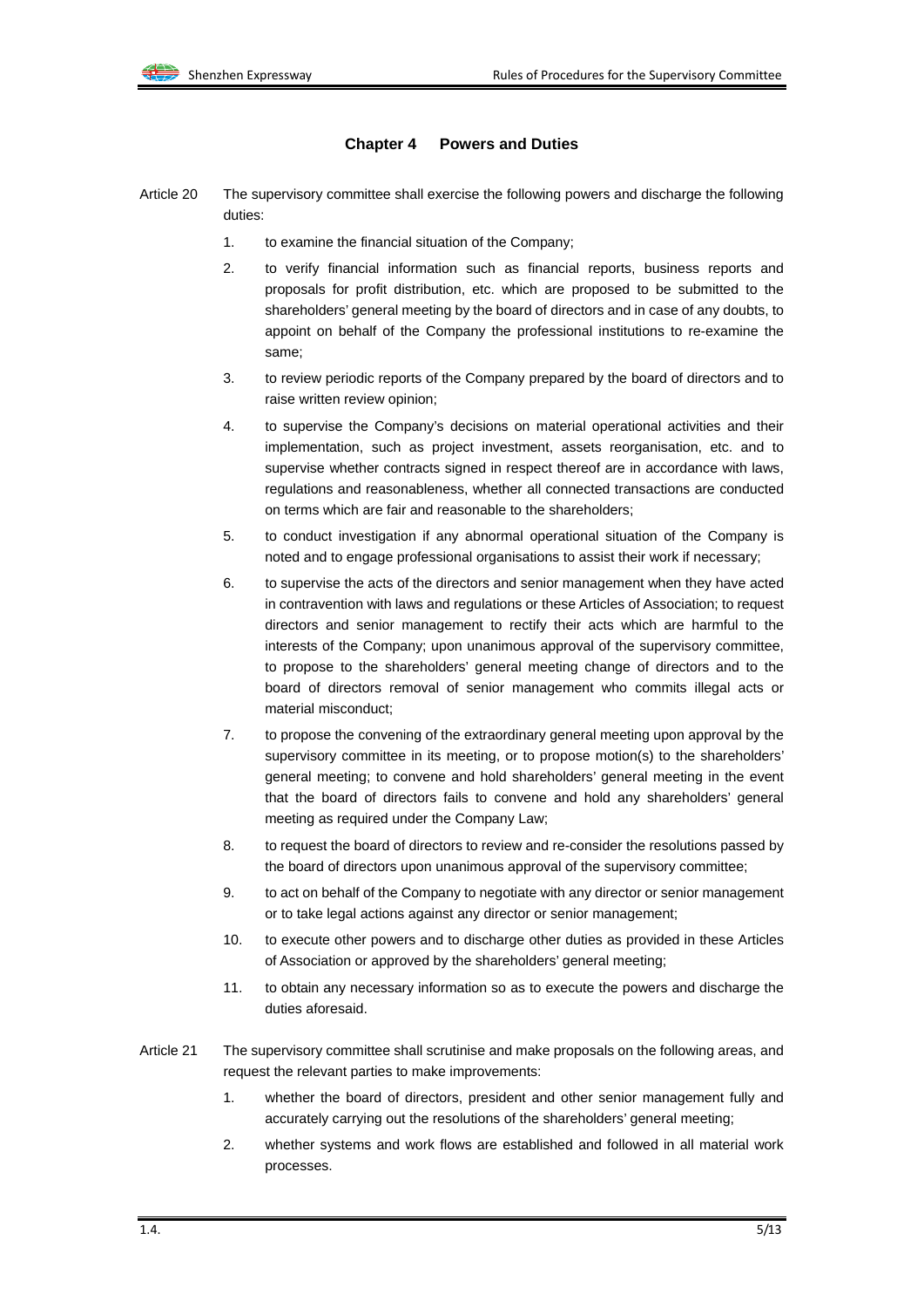## Chapter 4 Powers and Duties

Article 20 The supervisory committee shall exercise the following powers and discharge the following duties:

1. to examine the financial situation of the Company;
2. to verify financial information such as financial reports, business reports and proposals for profit distribution, etc. which are proposed to be submitted to the shareholders' general meeting by the board of directors and in case of any doubts, to appoint on behalf of the Company the professional institutions to re-examine the same;
3. to review periodic reports of the Company prepared by the board of directors and to raise written review opinion;
4. to supervise the Company's decisions on material operational activities and their implementation, such as project investment, assets reorganisation, etc. and to supervise whether contracts signed in respect thereof are in accordance with laws, regulations and reasonableness, whether all connected transactions are conducted on terms which are fair and reasonable to the shareholders;
5. to conduct investigation if any abnormal operational situation of the Company is noted and to engage professional organisations to assist their work if necessary;
6. to supervise the acts of the directors and senior management when they have acted in contravention with laws and regulations or these Articles of Association; to request directors and senior management to rectify their acts which are harmful to the interests of the Company; upon unanimous approval of the supervisory committee, to propose to the shareholders' general meeting change of directors and to the board of directors removal of senior management who commits illegal acts or material misconduct;
7. to propose the convening of the extraordinary general meeting upon approval by the supervisory committee in its meeting, or to propose motion(s) to the shareholders' general meeting; to convene and hold shareholders' general meeting in the event that the board of directors fails to convene and hold any shareholders' general meeting as required under the Company Law;
8. to request the board of directors to review and re-consider the resolutions passed by the board of directors upon unanimous approval of the supervisory committee;
9. to act on behalf of the Company to negotiate with any director or senior management or to take legal actions against any director or senior management;
10. to execute other powers and to discharge other duties as provided in these Articles of Association or approved by the shareholders' general meeting;
11. to obtain any necessary information so as to execute the powers and discharge the duties aforesaid.

Article 21 The supervisory committee shall scrutinise and make proposals on the following areas, and request the relevant parties to make improvements:

1. whether the board of directors, president and other senior management fully and accurately carrying out the resolutions of the shareholders' general meeting;
2. whether systems and work flows are established and followed in all material work processes.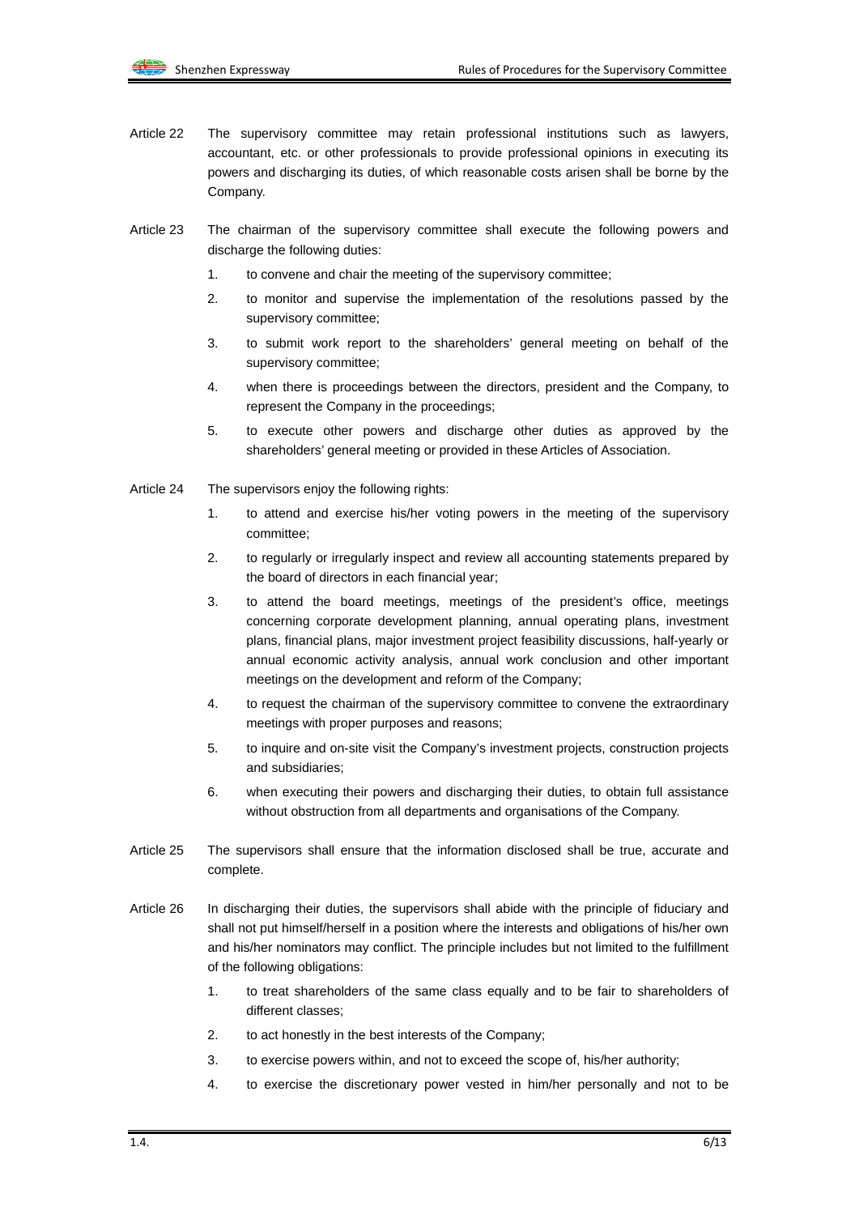Article 22 The supervisory committee may retain professional institutions such as lawyers, accountant, etc. or other professionals to provide professional opinions in executing its powers and discharging its duties, of which reasonable costs arisen shall be borne by the Company.

Article 23 The chairman of the supervisory committee shall execute the following powers and discharge the following duties:

1. to convene and chair the meeting of the supervisory committee;
2. to monitor and supervise the implementation of the resolutions passed by the supervisory committee;
3. to submit work report to the shareholders' general meeting on behalf of the supervisory committee;
4. when there is proceedings between the directors, president and the Company, to represent the Company in the proceedings;
5. to execute other powers and discharge other duties as approved by the shareholders' general meeting or provided in these Articles of Association.

Article 24 The supervisors enjoy the following rights:

1. to attend and exercise his/her voting powers in the meeting of the supervisory committee;
2. to regularly or irregularly inspect and review all accounting statements prepared by the board of directors in each financial year;
3. to attend the board meetings, meetings of the president's office, meetings concerning corporate development planning, annual operating plans, investment plans, financial plans, major investment project feasibility discussions, half-yearly or annual economic activity analysis, annual work conclusion and other important meetings on the development and reform of the Company;
4. to request the chairman of the supervisory committee to convene the extraordinary meetings with proper purposes and reasons;
5. to inquire and on-site visit the Company's investment projects, construction projects and subsidiaries;
6. when executing their powers and discharging their duties, to obtain full assistance without obstruction from all departments and organisations of the Company.

Article 25 The supervisors shall ensure that the information disclosed shall be true, accurate and complete.

Article 26 In discharging their duties, the supervisors shall abide with the principle of fiduciary and shall not put himself/herself in a position where the interests and obligations of his/her own and his/her nominators may conflict. The principle includes but not limited to the fulfillment of the following obligations:

1. to treat shareholders of the same class equally and to be fair to shareholders of different classes;
2. to act honestly in the best interests of the Company;
3. to exercise powers within, and not to exceed the scope of, his/her authority;
4. to exercise the discretionary power vested in him/her personally and not to be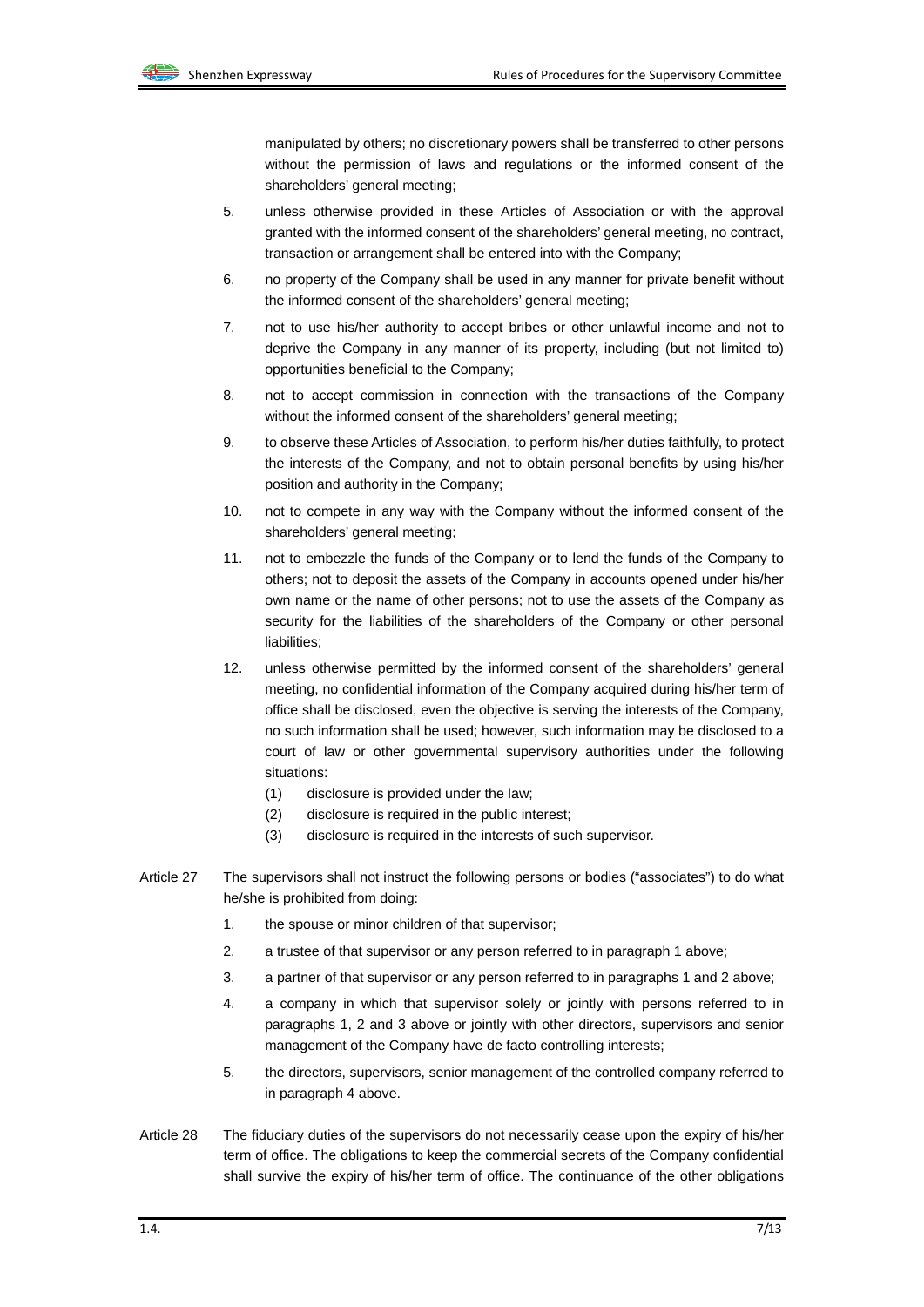manipulated by others; no discretionary powers shall be transferred to other persons without the permission of laws and regulations or the informed consent of the shareholders' general meeting;

5. unless otherwise provided in these Articles of Association or with the approval granted with the informed consent of the shareholders' general meeting, no contract, transaction or arrangement shall be entered into with the Company;

6. no property of the Company shall be used in any manner for private benefit without the informed consent of the shareholders' general meeting;

7. not to use his/her authority to accept bribes or other unlawful income and not to deprive the Company in any manner of its property, including (but not limited to) opportunities beneficial to the Company;

8. not to accept commission in connection with the transactions of the Company without the informed consent of the shareholders' general meeting;

9. to observe these Articles of Association, to perform his/her duties faithfully, to protect the interests of the Company, and not to obtain personal benefits by using his/her position and authority in the Company;

10. not to compete in any way with the Company without the informed consent of the shareholders' general meeting;

11. not to embezzle the funds of the Company or to lend the funds of the Company to others; not to deposit the assets of the Company in accounts opened under his/her own name or the name of other persons; not to use the assets of the Company as security for the liabilities of the shareholders of the Company or other personal liabilities;

12. unless otherwise permitted by the informed consent of the shareholders' general meeting, no confidential information of the Company acquired during his/her term of office shall be disclosed, even the objective is serving the interests of the Company, no such information shall be used; however, such information may be disclosed to a court of law or other governmental supervisory authorities under the following situations:
    (1) disclosure is provided under the law;
    (2) disclosure is required in the public interest;
    (3) disclosure is required in the interests of such supervisor.

Article 27 The supervisors shall not instruct the following persons or bodies ("associates") to do what he/she is prohibited from doing:

1. the spouse or minor children of that supervisor;

2. a trustee of that supervisor or any person referred to in paragraph 1 above;

3. a partner of that supervisor or any person referred to in paragraphs 1 and 2 above;

4. a company in which that supervisor solely or jointly with persons referred to in paragraphs 1, 2 and 3 above or jointly with other directors, supervisors and senior management of the Company have de facto controlling interests;

5. the directors, supervisors, senior management of the controlled company referred to in paragraph 4 above.

Article 28 The fiduciary duties of the supervisors do not necessarily cease upon the expiry of his/her term of office. The obligations to keep the commercial secrets of the Company confidential shall survive the expiry of his/her term of office. The continuance of the other obligations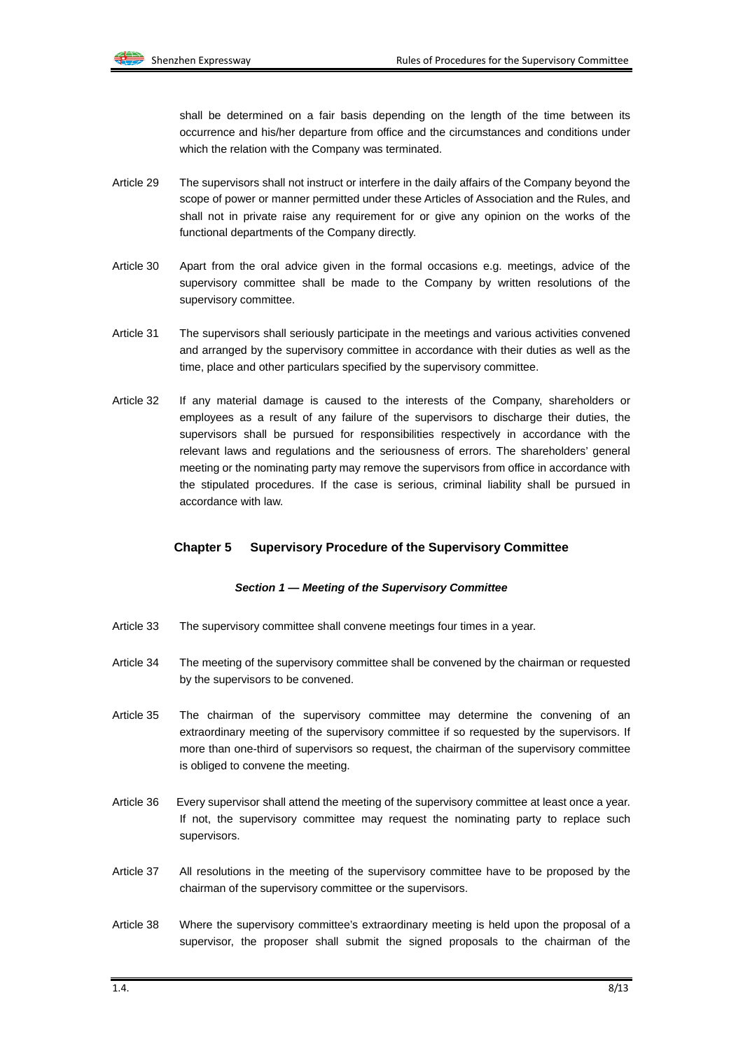shall be determined on a fair basis depending on the length of the time between its occurrence and his/her departure from office and the circumstances and conditions under which the relation with the Company was terminated.

Article 29 The supervisors shall not instruct or interfere in the daily affairs of the Company beyond the scope of power or manner permitted under these Articles of Association and the Rules, and shall not in private raise any requirement for or give any opinion on the works of the functional departments of the Company directly.

Article 30 Apart from the oral advice given in the formal occasions e.g. meetings, advice of the supervisory committee shall be made to the Company by written resolutions of the supervisory committee.

Article 31 The supervisors shall seriously participate in the meetings and various activities convened and arranged by the supervisory committee in accordance with their duties as well as the time, place and other particulars specified by the supervisory committee.

Article 32 If any material damage is caused to the interests of the Company, shareholders or employees as a result of any failure of the supervisors to discharge their duties, the supervisors shall be pursued for responsibilities respectively in accordance with the relevant laws and regulations and the seriousness of errors. The shareholders' general meeting or the nominating party may remove the supervisors from office in accordance with the stipulated procedures. If the case is serious, criminal liability shall be pursued in accordance with law.

## Chapter 5 Supervisory Procedure of the Supervisory Committee

### *Section 1 — Meeting of the Supervisory Committee*

Article 33 The supervisory committee shall convene meetings four times in a year.

Article 34 The meeting of the supervisory committee shall be convened by the chairman or requested by the supervisors to be convened.

Article 35 The chairman of the supervisory committee may determine the convening of an extraordinary meeting of the supervisory committee if so requested by the supervisors. If more than one-third of supervisors so request, the chairman of the supervisory committee is obliged to convene the meeting.

Article 36 Every supervisor shall attend the meeting of the supervisory committee at least once a year. If not, the supervisory committee may request the nominating party to replace such supervisors.

Article 37 All resolutions in the meeting of the supervisory committee have to be proposed by the chairman of the supervisory committee or the supervisors.

Article 38 Where the supervisory committee's extraordinary meeting is held upon the proposal of a supervisor, the proposer shall submit the signed proposals to the chairman of the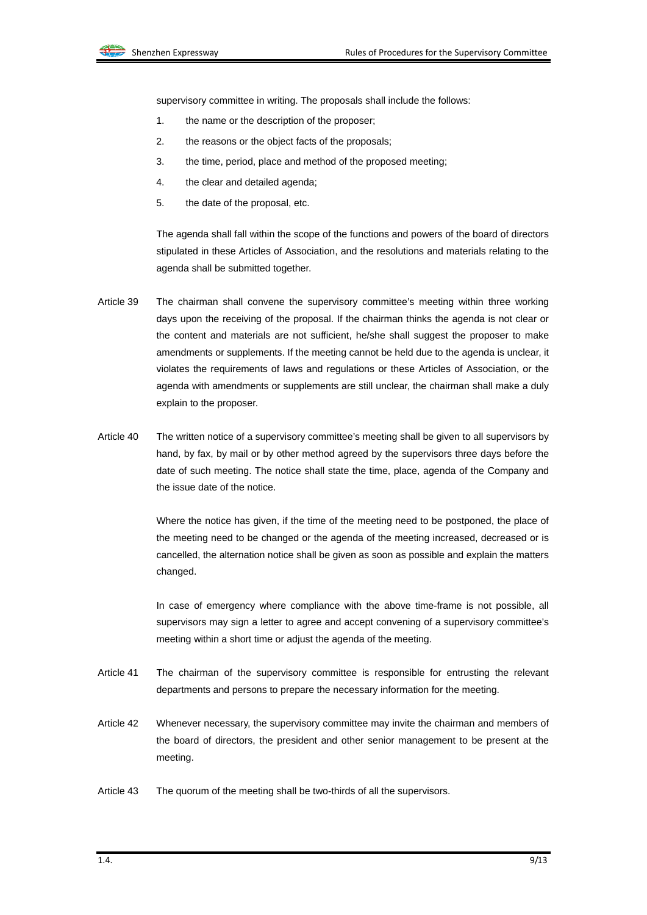supervisory committee in writing. The proposals shall include the follows:

1. the name or the description of the proposer;
2. the reasons or the object facts of the proposals;
3. the time, period, place and method of the proposed meeting;
4. the clear and detailed agenda;
5. the date of the proposal, etc.

The agenda shall fall within the scope of the functions and powers of the board of directors stipulated in these Articles of Association, and the resolutions and materials relating to the agenda shall be submitted together.

Article 39 The chairman shall convene the supervisory committee's meeting within three working days upon the receiving of the proposal. If the chairman thinks the agenda is not clear or the content and materials are not sufficient, he/she shall suggest the proposer to make amendments or supplements. If the meeting cannot be held due to the agenda is unclear, it violates the requirements of laws and regulations or these Articles of Association, or the agenda with amendments or supplements are still unclear, the chairman shall make a duly explain to the proposer.

Article 40 The written notice of a supervisory committee's meeting shall be given to all supervisors by hand, by fax, by mail or by other method agreed by the supervisors three days before the date of such meeting. The notice shall state the time, place, agenda of the Company and the issue date of the notice.

Where the notice has given, if the time of the meeting need to be postponed, the place of the meeting need to be changed or the agenda of the meeting increased, decreased or is cancelled, the alternation notice shall be given as soon as possible and explain the matters changed.

In case of emergency where compliance with the above time-frame is not possible, all supervisors may sign a letter to agree and accept convening of a supervisory committee's meeting within a short time or adjust the agenda of the meeting.

Article 41 The chairman of the supervisory committee is responsible for entrusting the relevant departments and persons to prepare the necessary information for the meeting.

Article 42 Whenever necessary, the supervisory committee may invite the chairman and members of the board of directors, the president and other senior management to be present at the meeting.

Article 43 The quorum of the meeting shall be two-thirds of all the supervisors.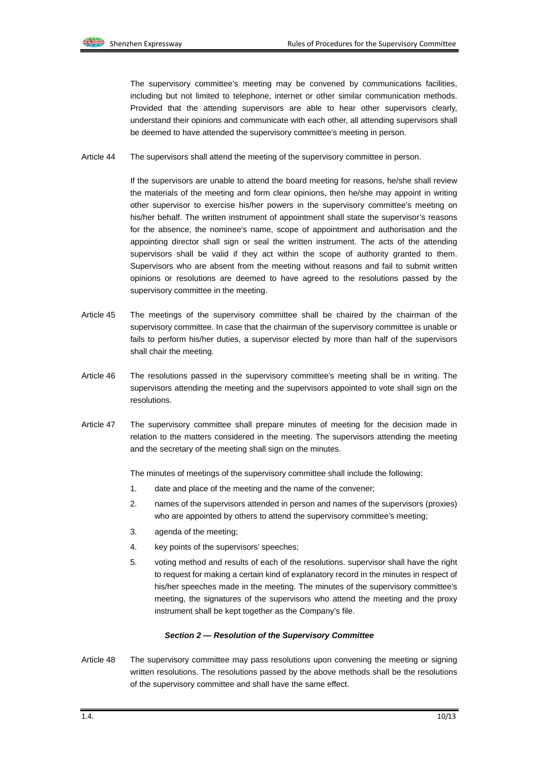The supervisory committee's meeting may be convened by communications facilities, including but not limited to telephone, internet or other similar communication methods. Provided that the attending supervisors are able to hear other supervisors clearly, understand their opinions and communicate with each other, all attending supervisors shall be deemed to have attended the supervisory committee's meeting in person.

Article 44 The supervisors shall attend the meeting of the supervisory committee in person.

If the supervisors are unable to attend the board meeting for reasons, he/she shall review the materials of the meeting and form clear opinions, then he/she may appoint in writing other supervisor to exercise his/her powers in the supervisory committee's meeting on his/her behalf. The written instrument of appointment shall state the supervisor's reasons for the absence, the nominee's name, scope of appointment and authorisation and the appointing director shall sign or seal the written instrument. The acts of the attending supervisors shall be valid if they act within the scope of authority granted to them. Supervisors who are absent from the meeting without reasons and fail to submit written opinions or resolutions are deemed to have agreed to the resolutions passed by the supervisory committee in the meeting.

Article 45 The meetings of the supervisory committee shall be chaired by the chairman of the supervisory committee. In case that the chairman of the supervisory committee is unable or fails to perform his/her duties, a supervisor elected by more than half of the supervisors shall chair the meeting.

Article 46 The resolutions passed in the supervisory committee's meeting shall be in writing. The supervisors attending the meeting and the supervisors appointed to vote shall sign on the resolutions.

Article 47 The supervisory committee shall prepare minutes of meeting for the decision made in relation to the matters considered in the meeting. The supervisors attending the meeting and the secretary of the meeting shall sign on the minutes.

The minutes of meetings of the supervisory committee shall include the following:

1. date and place of the meeting and the name of the convener;
2. names of the supervisors attended in person and names of the supervisors (proxies) who are appointed by others to attend the supervisory committee's meeting;
3. agenda of the meeting;
4. key points of the supervisors' speeches;
5. voting method and results of each of the resolutions. supervisor shall have the right to request for making a certain kind of explanatory record in the minutes in respect of his/her speeches made in the meeting. The minutes of the supervisory committee's meeting, the signatures of the supervisors who attend the meeting and the proxy instrument shall be kept together as the Company's file.

### *Section 2 — Resolution of the Supervisory Committee*

Article 48 The supervisory committee may pass resolutions upon convening the meeting or signing written resolutions. The resolutions passed by the above methods shall be the resolutions of the supervisory committee and shall have the same effect.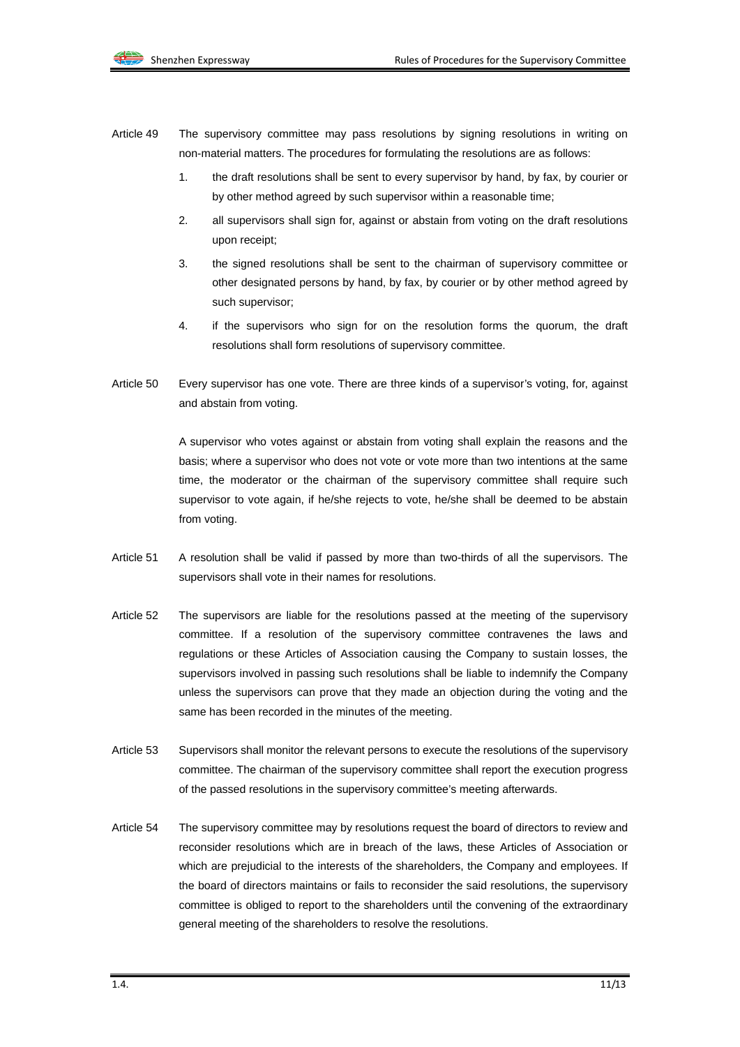Article 49 The supervisory committee may pass resolutions by signing resolutions in writing on non-material matters. The procedures for formulating the resolutions are as follows:

1. the draft resolutions shall be sent to every supervisor by hand, by fax, by courier or by other method agreed by such supervisor within a reasonable time;
2. all supervisors shall sign for, against or abstain from voting on the draft resolutions upon receipt;
3. the signed resolutions shall be sent to the chairman of supervisory committee or other designated persons by hand, by fax, by courier or by other method agreed by such supervisor;
4. if the supervisors who sign for on the resolution forms the quorum, the draft resolutions shall form resolutions of supervisory committee.

Article 50 Every supervisor has one vote. There are three kinds of a supervisor's voting, for, against and abstain from voting.

A supervisor who votes against or abstain from voting shall explain the reasons and the basis; where a supervisor who does not vote or vote more than two intentions at the same time, the moderator or the chairman of the supervisory committee shall require such supervisor to vote again, if he/she rejects to vote, he/she shall be deemed to be abstain from voting.

Article 51 A resolution shall be valid if passed by more than two-thirds of all the supervisors. The supervisors shall vote in their names for resolutions.

Article 52 The supervisors are liable for the resolutions passed at the meeting of the supervisory committee. If a resolution of the supervisory committee contravenes the laws and regulations or these Articles of Association causing the Company to sustain losses, the supervisors involved in passing such resolutions shall be liable to indemnify the Company unless the supervisors can prove that they made an objection during the voting and the same has been recorded in the minutes of the meeting.

Article 53 Supervisors shall monitor the relevant persons to execute the resolutions of the supervisory committee. The chairman of the supervisory committee shall report the execution progress of the passed resolutions in the supervisory committee's meeting afterwards.

Article 54 The supervisory committee may by resolutions request the board of directors to review and reconsider resolutions which are in breach of the laws, these Articles of Association or which are prejudicial to the interests of the shareholders, the Company and employees. If the board of directors maintains or fails to reconsider the said resolutions, the supervisory committee is obliged to report to the shareholders until the convening of the extraordinary general meeting of the shareholders to resolve the resolutions.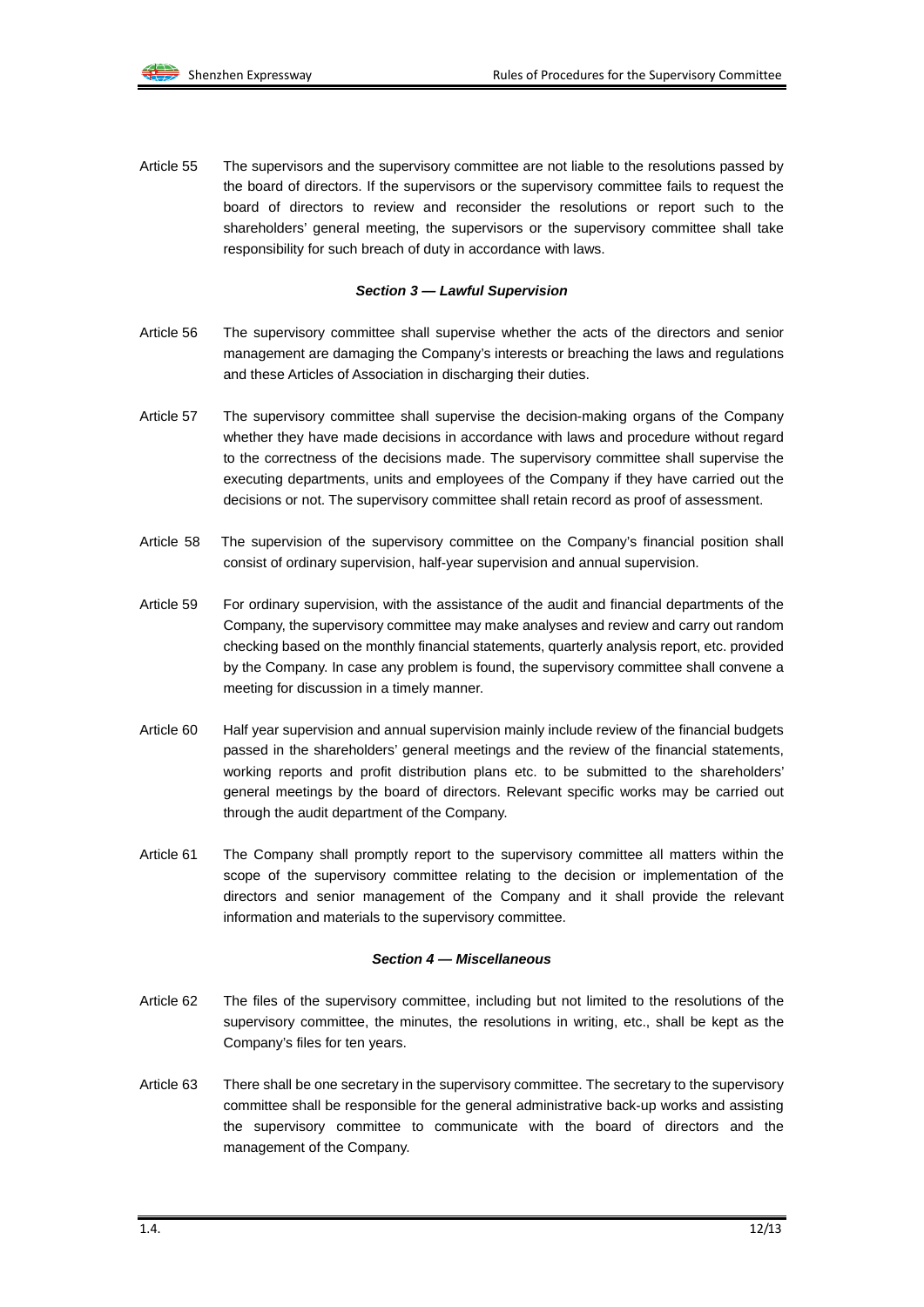Article 55 The supervisors and the supervisory committee are not liable to the resolutions passed by the board of directors. If the supervisors or the supervisory committee fails to request the board of directors to review and reconsider the resolutions or report such to the shareholders' general meeting, the supervisors or the supervisory committee shall take responsibility for such breach of duty in accordance with laws.

### *Section 3 — Lawful Supervision*

Article 56 The supervisory committee shall supervise whether the acts of the directors and senior management are damaging the Company's interests or breaching the laws and regulations and these Articles of Association in discharging their duties.

Article 57 The supervisory committee shall supervise the decision-making organs of the Company whether they have made decisions in accordance with laws and procedure without regard to the correctness of the decisions made. The supervisory committee shall supervise the executing departments, units and employees of the Company if they have carried out the decisions or not. The supervisory committee shall retain record as proof of assessment.

Article 58 The supervision of the supervisory committee on the Company's financial position shall consist of ordinary supervision, half-year supervision and annual supervision.

Article 59 For ordinary supervision, with the assistance of the audit and financial departments of the Company, the supervisory committee may make analyses and review and carry out random checking based on the monthly financial statements, quarterly analysis report, etc. provided by the Company. In case any problem is found, the supervisory committee shall convene a meeting for discussion in a timely manner.

Article 60 Half year supervision and annual supervision mainly include review of the financial budgets passed in the shareholders' general meetings and the review of the financial statements, working reports and profit distribution plans etc. to be submitted to the shareholders' general meetings by the board of directors. Relevant specific works may be carried out through the audit department of the Company.

Article 61 The Company shall promptly report to the supervisory committee all matters within the scope of the supervisory committee relating to the decision or implementation of the directors and senior management of the Company and it shall provide the relevant information and materials to the supervisory committee.

### *Section 4 — Miscellaneous*

Article 62 The files of the supervisory committee, including but not limited to the resolutions of the supervisory committee, the minutes, the resolutions in writing, etc., shall be kept as the Company's files for ten years.

Article 63 There shall be one secretary in the supervisory committee. The secretary to the supervisory committee shall be responsible for the general administrative back-up works and assisting the supervisory committee to communicate with the board of directors and the management of the Company.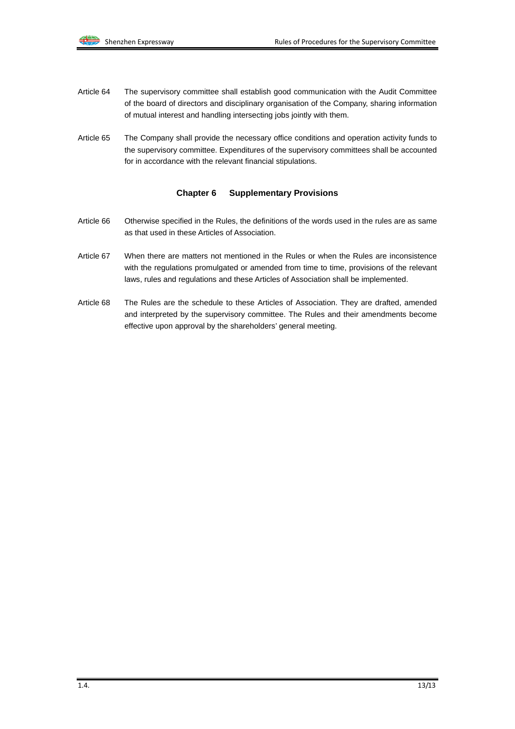Article 64 The supervisory committee shall establish good communication with the Audit Committee of the board of directors and disciplinary organisation of the Company, sharing information of mutual interest and handling intersecting jobs jointly with them.

Article 65 The Company shall provide the necessary office conditions and operation activity funds to the supervisory committee. Expenditures of the supervisory committees shall be accounted for in accordance with the relevant financial stipulations.

## Chapter 6 Supplementary Provisions

Article 66 Otherwise specified in the Rules, the definitions of the words used in the rules are as same as that used in these Articles of Association.

Article 67 When there are matters not mentioned in the Rules or when the Rules are inconsistence with the regulations promulgated or amended from time to time, provisions of the relevant laws, rules and regulations and these Articles of Association shall be implemented.

Article 68 The Rules are the schedule to these Articles of Association. They are drafted, amended and interpreted by the supervisory committee. The Rules and their amendments become effective upon approval by the shareholders' general meeting.